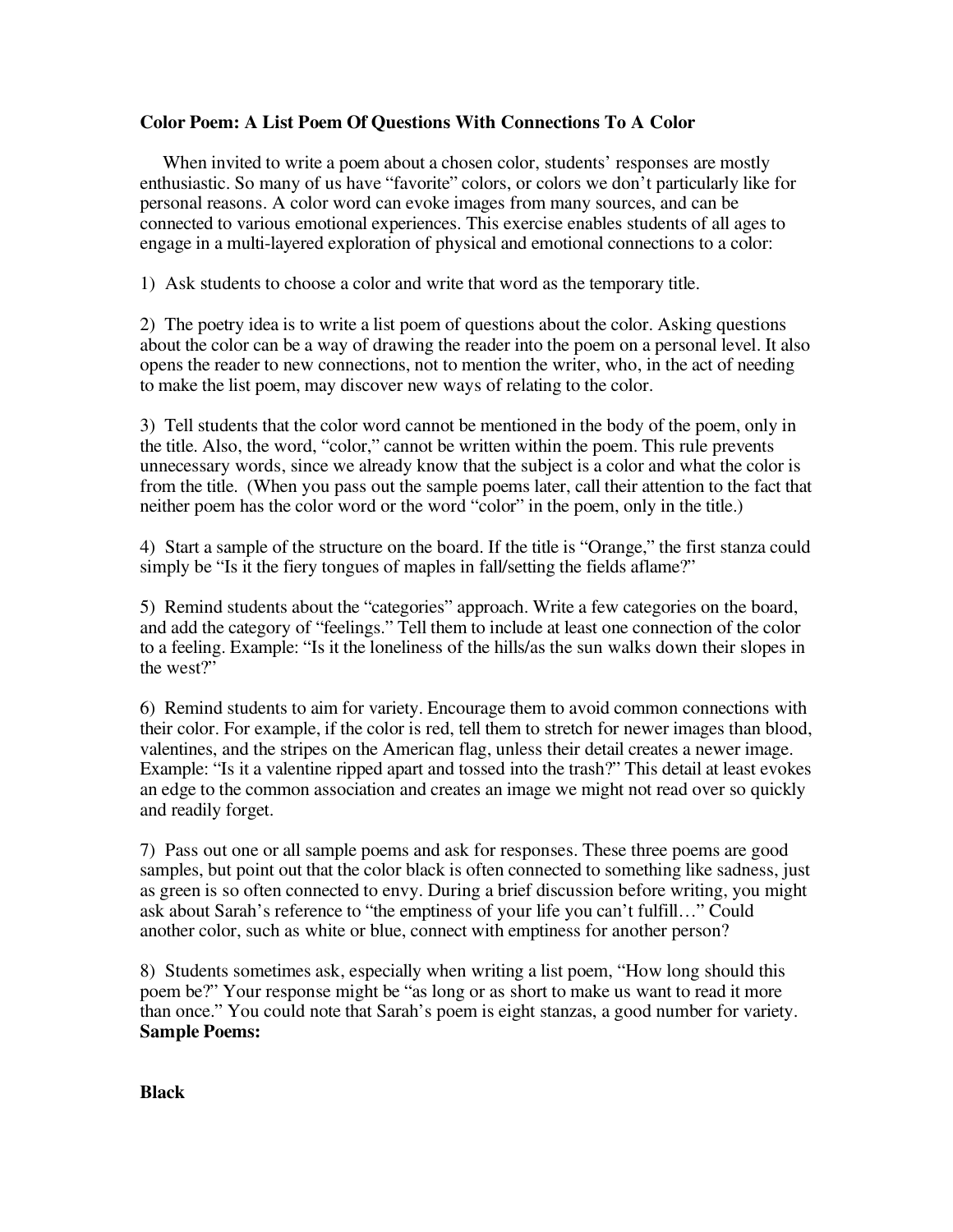**Color Poem: A List Poem Of Questions With Connections To A Color**

When invited to write a poem about a chosen color, students' responses are mostly enthusiastic. So many of us have "favorite" colors, or colors we don't particularly like for personal reasons. A color word can evoke images from many sources, and can be connected to various emotional experiences. This exercise enables students of all ages to engage in a multi-layered exploration of physical and emotional connections to a color:

1) Ask students to choose a color and write that word as the temporary title.

2) The poetry idea is to write a list poem of questions about the color. Asking questions about the color can be a way of drawing the reader into the poem on a personal level. It also opens the reader to new connections, not to mention the writer, who, in the act of needing to make the list poem, may discover new ways of relating to the color.

3) Tell students that the color word cannot be mentioned in the body of the poem, only in the title. Also, the word, "color," cannot be written within the poem. This rule prevents unnecessary words, since we already know that the subject is a color and what the color is from the title. (When you pass out the sample poems later, call their attention to the fact that neither poem has the color word or the word "color" in the poem, only in the title.)

4) Start a sample of the structure on the board. If the title is "Orange," the first stanza could simply be "Is it the fiery tongues of maples in fall/setting the fields aflame?"

5) Remind students about the "categories" approach. Write a few categories on the board, and add the category of "feelings." Tell them to include at least one connection of the color to a feeling. Example: "Is it the loneliness of the hills/as the sun walks down their slopes in the west?"

6) Remind students to aim for variety. Encourage them to avoid common connections with their color. For example, if the color is red, tell them to stretch for newer images than blood, valentines, and the stripes on the American flag, unless their detail creates a newer image. Example: "Is it a valentine ripped apart and tossed into the trash?" This detail at least evokes an edge to the common association and creates an image we might not read over so quickly and readily forget.

7) Pass out one or all sample poems and ask for responses. These three poems are good samples, but point out that the color black is often connected to something like sadness, just as green is so often connected to envy. During a brief discussion before writing, you might ask about Sarah's reference to "the emptiness of your life you can't fulfill…" Could another color, such as white or blue, connect with emptiness for another person?

8) Students sometimes ask, especially when writing a list poem, "How long should this poem be?" Your response might be "as long or as short to make us want to read it more than once." You could note that Sarah's poem is eight stanzas, a good number for variety.

**Sample Poems:**

**Black**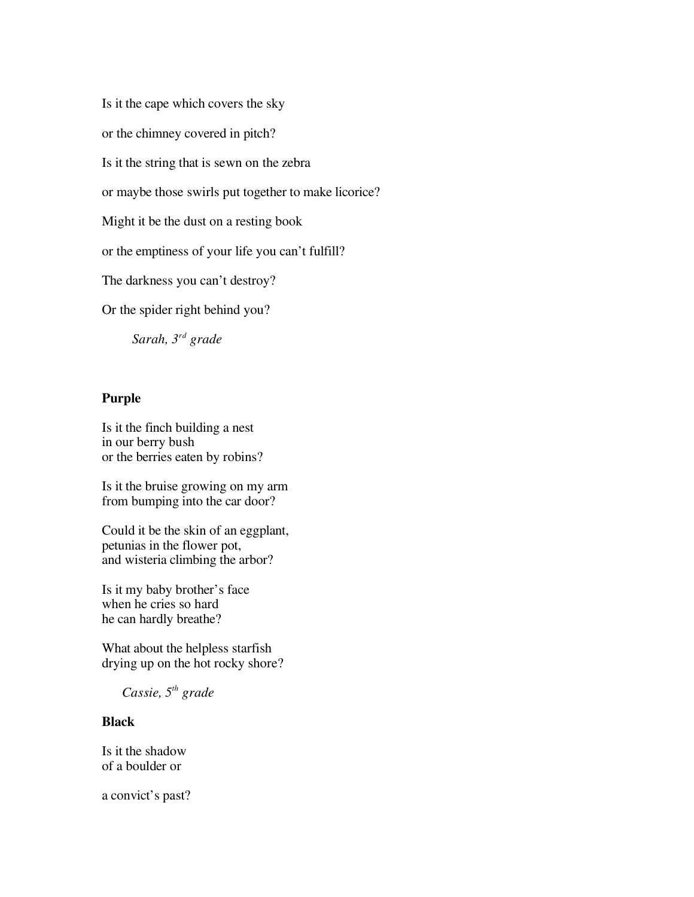Is it the cape which covers the sky

or the chimney covered in pitch?

Is it the string that is sewn on the zebra

or maybe those swirls put together to make licorice?

Might it be the dust on a resting book

or the emptiness of your life you can't fulfill?

The darkness you can't destroy?

Or the spider right behind you?

*Sarah, 3rd grade*

**Purple**

Is it the finch building a nest
in our berry bush
or the berries eaten by robins?

Is it the bruise growing on my arm
from bumping into the car door?

Could it be the skin of an eggplant,
petunias in the flower pot,
and wisteria climbing the arbor?

Is it my baby brother's face
when he cries so hard
he can hardly breathe?

What about the helpless starfish
drying up on the hot rocky shore?

*Cassie, 5th grade*

**Black**

Is it the shadow
of a boulder or

a convict's past?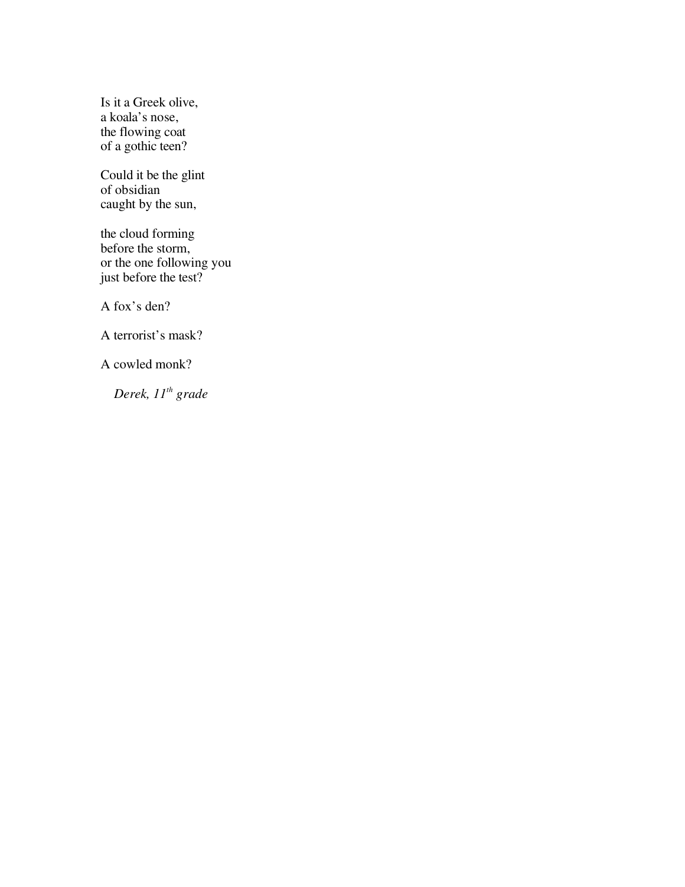Is it a Greek olive,  
a koala's nose,  
the flowing coat  
of a gothic teen?

Could it be the glint  
of obsidian  
caught by the sun,

the cloud forming  
before the storm,  
or the one following you  
just before the test?

A fox's den?

A terrorist's mask?

A cowled monk?

*Derek, 11th grade*